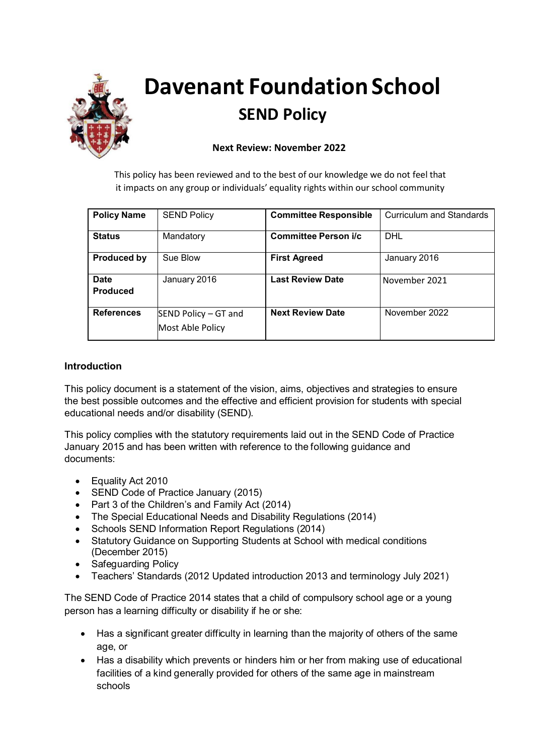# Davenant Foundation School

## SEND Policy

**Next Review: November 2022**

This policy has been reviewed and to the best of our knowledge we do not feel that it impacts on any group or individuals' equality rights within our school community

| **Policy Name** | SEND Policy | **Committee Responsible** | Curriculum and Standards |
|---|---|---|---|
| **Status** | Mandatory | **Committee Person i/c** | DHL |
| **Produced by** | Sue Blow | **First Agreed** | January 2016 |
| **Date Produced** | January 2016 | **Last Review Date** | November 2021 |
| **References** | SEND Policy – GT and Most Able Policy | **Next Review Date** | November 2022 |

### Introduction

This policy document is a statement of the vision, aims, objectives and strategies to ensure the best possible outcomes and the effective and efficient provision for students with special educational needs and/or disability (SEND).

This policy complies with the statutory requirements laid out in the SEND Code of Practice January 2015 and has been written with reference to the following guidance and documents:

- Equality Act 2010
- SEND Code of Practice January (2015)
- Part 3 of the Children's and Family Act (2014)
- The Special Educational Needs and Disability Regulations (2014)
- Schools SEND Information Report Regulations (2014)
- Statutory Guidance on Supporting Students at School with medical conditions (December 2015)
- Safeguarding Policy
- Teachers' Standards (2012 Updated introduction 2013 and terminology July 2021)

The SEND Code of Practice 2014 states that a child of compulsory school age or a young person has a learning difficulty or disability if he or she:

- Has a significant greater difficulty in learning than the majority of others of the same age, or
- Has a disability which prevents or hinders him or her from making use of educational facilities of a kind generally provided for others of the same age in mainstream schools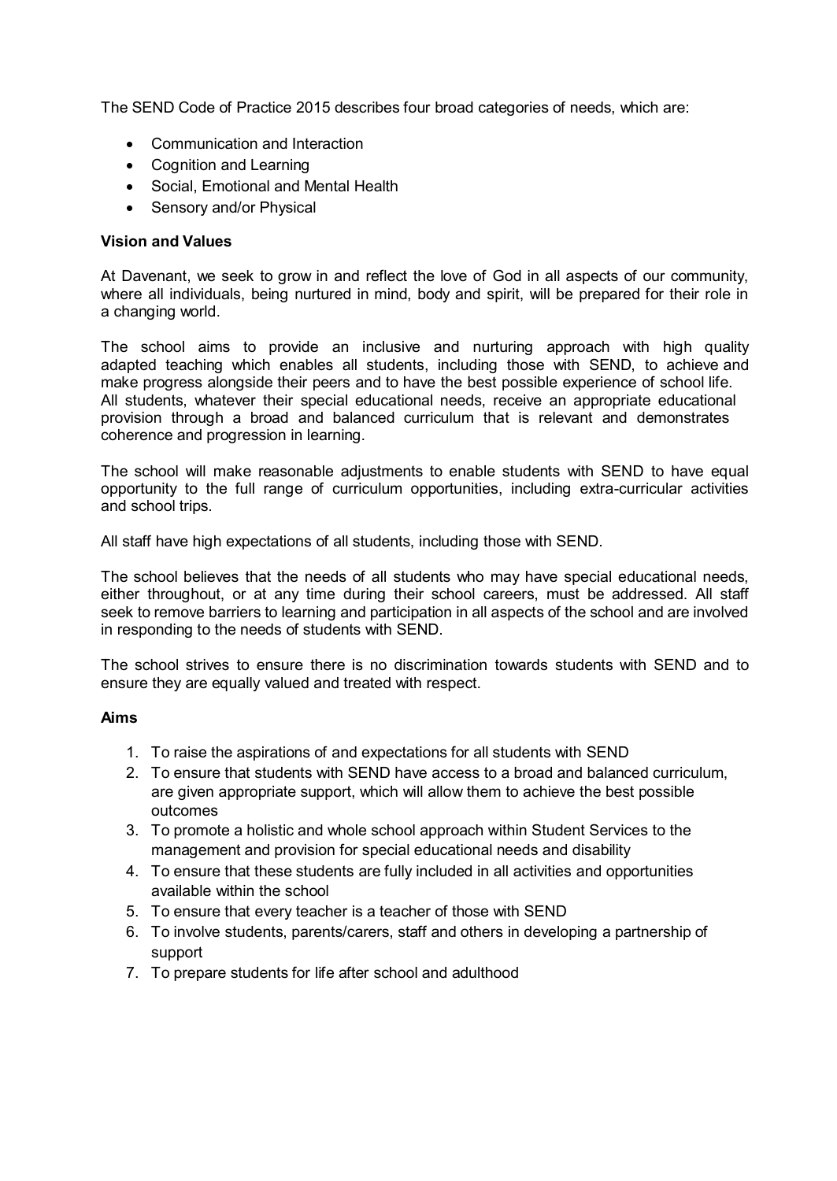The SEND Code of Practice 2015 describes four broad categories of needs, which are:

- Communication and Interaction
- Cognition and Learning
- Social, Emotional and Mental Health
- Sensory and/or Physical

**Vision and Values**

At Davenant, we seek to grow in and reflect the love of God in all aspects of our community, where all individuals, being nurtured in mind, body and spirit, will be prepared for their role in a changing world.

The school aims to provide an inclusive and nurturing approach with high quality adapted teaching which enables all students, including those with SEND, to achieve and make progress alongside their peers and to have the best possible experience of school life. All students, whatever their special educational needs, receive an appropriate educational provision through a broad and balanced curriculum that is relevant and demonstrates coherence and progression in learning.

The school will make reasonable adjustments to enable students with SEND to have equal opportunity to the full range of curriculum opportunities, including extra-curricular activities and school trips.

All staff have high expectations of all students, including those with SEND.

The school believes that the needs of all students who may have special educational needs, either throughout, or at any time during their school careers, must be addressed. All staff seek to remove barriers to learning and participation in all aspects of the school and are involved in responding to the needs of students with SEND.

The school strives to ensure there is no discrimination towards students with SEND and to ensure they are equally valued and treated with respect.

**Aims**

1. To raise the aspirations of and expectations for all students with SEND
2. To ensure that students with SEND have access to a broad and balanced curriculum, are given appropriate support, which will allow them to achieve the best possible outcomes
3. To promote a holistic and whole school approach within Student Services to the management and provision for special educational needs and disability
4. To ensure that these students are fully included in all activities and opportunities available within the school
5. To ensure that every teacher is a teacher of those with SEND
6. To involve students, parents/carers, staff and others in developing a partnership of support
7. To prepare students for life after school and adulthood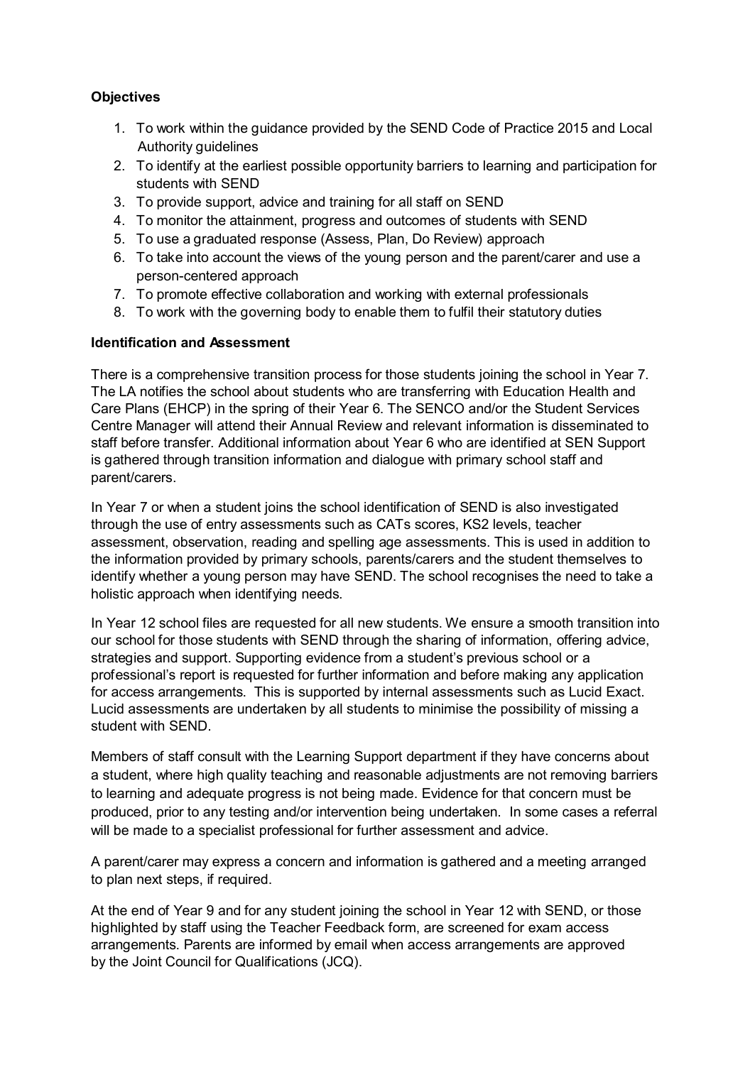**Objectives**

1. To work within the guidance provided by the SEND Code of Practice 2015 and Local Authority guidelines
2. To identify at the earliest possible opportunity barriers to learning and participation for students with SEND
3. To provide support, advice and training for all staff on SEND
4. To monitor the attainment, progress and outcomes of students with SEND
5. To use a graduated response (Assess, Plan, Do Review) approach
6. To take into account the views of the young person and the parent/carer and use a person-centered approach
7. To promote effective collaboration and working with external professionals
8. To work with the governing body to enable them to fulfil their statutory duties

**Identification and Assessment**

There is a comprehensive transition process for those students joining the school in Year 7. The LA notifies the school about students who are transferring with Education Health and Care Plans (EHCP) in the spring of their Year 6. The SENCO and/or the Student Services Centre Manager will attend their Annual Review and relevant information is disseminated to staff before transfer. Additional information about Year 6 who are identified at SEN Support is gathered through transition information and dialogue with primary school staff and parent/carers.

In Year 7 or when a student joins the school identification of SEND is also investigated through the use of entry assessments such as CATs scores, KS2 levels, teacher assessment, observation, reading and spelling age assessments. This is used in addition to the information provided by primary schools, parents/carers and the student themselves to identify whether a young person may have SEND. The school recognises the need to take a holistic approach when identifying needs.

In Year 12 school files are requested for all new students. We ensure a smooth transition into our school for those students with SEND through the sharing of information, offering advice, strategies and support. Supporting evidence from a student's previous school or a professional's report is requested for further information and before making any application for access arrangements. This is supported by internal assessments such as Lucid Exact. Lucid assessments are undertaken by all students to minimise the possibility of missing a student with SEND.

Members of staff consult with the Learning Support department if they have concerns about a student, where high quality teaching and reasonable adjustments are not removing barriers to learning and adequate progress is not being made. Evidence for that concern must be produced, prior to any testing and/or intervention being undertaken. In some cases a referral will be made to a specialist professional for further assessment and advice.

A parent/carer may express a concern and information is gathered and a meeting arranged to plan next steps, if required.

At the end of Year 9 and for any student joining the school in Year 12 with SEND, or those highlighted by staff using the Teacher Feedback form, are screened for exam access arrangements. Parents are informed by email when access arrangements are approved by the Joint Council for Qualifications (JCQ).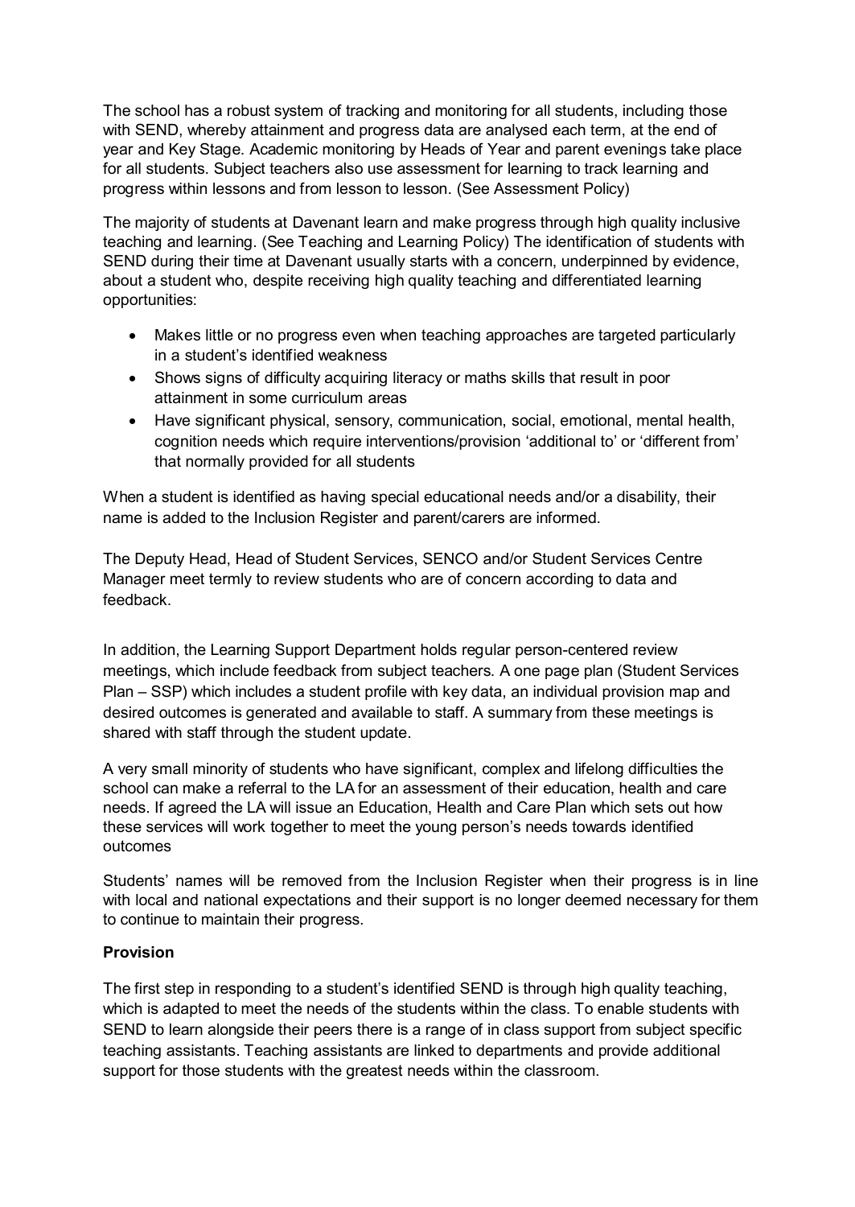The school has a robust system of tracking and monitoring for all students, including those with SEND, whereby attainment and progress data are analysed each term, at the end of year and Key Stage. Academic monitoring by Heads of Year and parent evenings take place for all students. Subject teachers also use assessment for learning to track learning and progress within lessons and from lesson to lesson. (See Assessment Policy)

The majority of students at Davenant learn and make progress through high quality inclusive teaching and learning. (See Teaching and Learning Policy) The identification of students with SEND during their time at Davenant usually starts with a concern, underpinned by evidence, about a student who, despite receiving high quality teaching and differentiated learning opportunities:

- Makes little or no progress even when teaching approaches are targeted particularly in a student's identified weakness
- Shows signs of difficulty acquiring literacy or maths skills that result in poor attainment in some curriculum areas
- Have significant physical, sensory, communication, social, emotional, mental health, cognition needs which require interventions/provision 'additional to' or 'different from' that normally provided for all students

When a student is identified as having special educational needs and/or a disability, their name is added to the Inclusion Register and parent/carers are informed.

The Deputy Head, Head of Student Services, SENCO and/or Student Services Centre Manager meet termly to review students who are of concern according to data and feedback.

In addition, the Learning Support Department holds regular person-centered review meetings, which include feedback from subject teachers. A one page plan (Student Services Plan – SSP) which includes a student profile with key data, an individual provision map and desired outcomes is generated and available to staff. A summary from these meetings is shared with staff through the student update.

A very small minority of students who have significant, complex and lifelong difficulties the school can make a referral to the LA for an assessment of their education, health and care needs. If agreed the LA will issue an Education, Health and Care Plan which sets out how these services will work together to meet the young person's needs towards identified outcomes

Students' names will be removed from the Inclusion Register when their progress is in line with local and national expectations and their support is no longer deemed necessary for them to continue to maintain their progress.

**Provision**

The first step in responding to a student's identified SEND is through high quality teaching, which is adapted to meet the needs of the students within the class. To enable students with SEND to learn alongside their peers there is a range of in class support from subject specific teaching assistants. Teaching assistants are linked to departments and provide additional support for those students with the greatest needs within the classroom.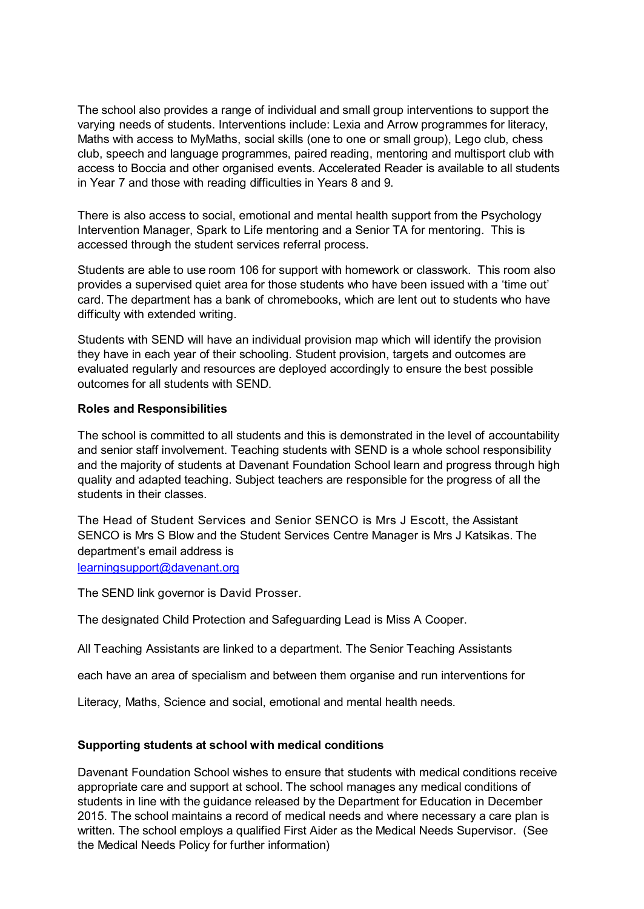The school also provides a range of individual and small group interventions to support the varying needs of students. Interventions include: Lexia and Arrow programmes for literacy, Maths with access to MyMaths, social skills (one to one or small group), Lego club, chess club, speech and language programmes, paired reading, mentoring and multisport club with access to Boccia and other organised events. Accelerated Reader is available to all students in Year 7 and those with reading difficulties in Years 8 and 9.

There is also access to social, emotional and mental health support from the Psychology Intervention Manager, Spark to Life mentoring and a Senior TA for mentoring. This is accessed through the student services referral process.

Students are able to use room 106 for support with homework or classwork. This room also provides a supervised quiet area for those students who have been issued with a 'time out' card. The department has a bank of chromebooks, which are lent out to students who have difficulty with extended writing.

Students with SEND will have an individual provision map which will identify the provision they have in each year of their schooling. Student provision, targets and outcomes are evaluated regularly and resources are deployed accordingly to ensure the best possible outcomes for all students with SEND.

**Roles and Responsibilities**

The school is committed to all students and this is demonstrated in the level of accountability and senior staff involvement. Teaching students with SEND is a whole school responsibility and the majority of students at Davenant Foundation School learn and progress through high quality and adapted teaching. Subject teachers are responsible for the progress of all the students in their classes.

The Head of Student Services and Senior SENCO is Mrs J Escott, the Assistant SENCO is Mrs S Blow and the Student Services Centre Manager is Mrs J Katsikas. The department's email address is [learningsupport@davenant.org](mailto:learningsupport@davenant.org)

The SEND link governor is David Prosser.

The designated Child Protection and Safeguarding Lead is Miss A Cooper.

All Teaching Assistants are linked to a department. The Senior Teaching Assistants each have an area of specialism and between them organise and run interventions for Literacy, Maths, Science and social, emotional and mental health needs.

**Supporting students at school with medical conditions**

Davenant Foundation School wishes to ensure that students with medical conditions receive appropriate care and support at school. The school manages any medical conditions of students in line with the guidance released by the Department for Education in December 2015. The school maintains a record of medical needs and where necessary a care plan is written. The school employs a qualified First Aider as the Medical Needs Supervisor. (See the Medical Needs Policy for further information)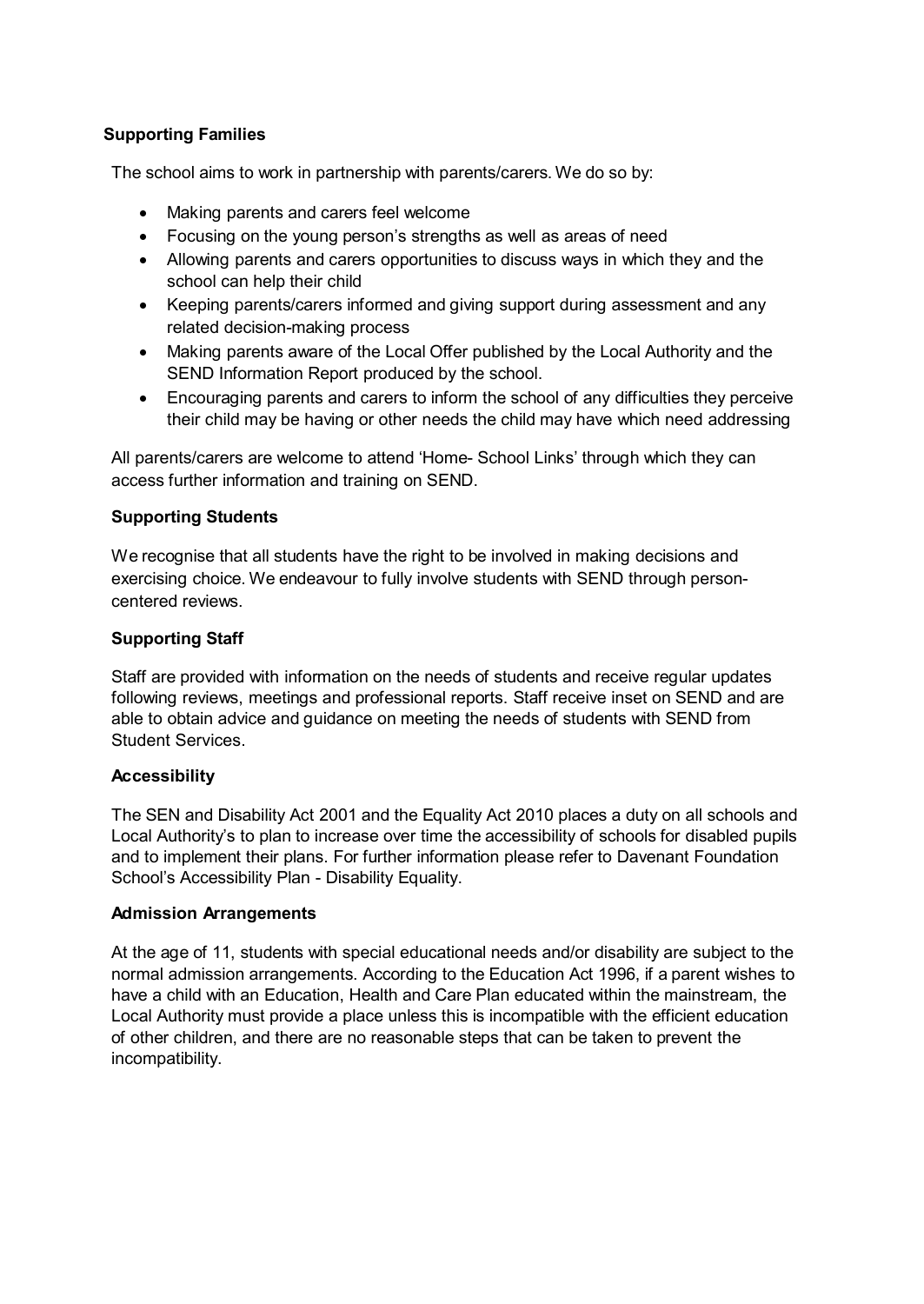**Supporting Families**

The school aims to work in partnership with parents/carers. We do so by:

- Making parents and carers feel welcome
- Focusing on the young person's strengths as well as areas of need
- Allowing parents and carers opportunities to discuss ways in which they and the school can help their child
- Keeping parents/carers informed and giving support during assessment and any related decision-making process
- Making parents aware of the Local Offer published by the Local Authority and the SEND Information Report produced by the school.
- Encouraging parents and carers to inform the school of any difficulties they perceive their child may be having or other needs the child may have which need addressing

All parents/carers are welcome to attend 'Home- School Links' through which they can access further information and training on SEND.

**Supporting Students**

We recognise that all students have the right to be involved in making decisions and exercising choice. We endeavour to fully involve students with SEND through person-centered reviews.

**Supporting Staff**

Staff are provided with information on the needs of students and receive regular updates following reviews, meetings and professional reports. Staff receive inset on SEND and are able to obtain advice and guidance on meeting the needs of students with SEND from Student Services.

**Accessibility**

The SEN and Disability Act 2001 and the Equality Act 2010 places a duty on all schools and Local Authority's to plan to increase over time the accessibility of schools for disabled pupils and to implement their plans. For further information please refer to Davenant Foundation School's Accessibility Plan - Disability Equality.

**Admission Arrangements**

At the age of 11, students with special educational needs and/or disability are subject to the normal admission arrangements. According to the Education Act 1996, if a parent wishes to have a child with an Education, Health and Care Plan educated within the mainstream, the Local Authority must provide a place unless this is incompatible with the efficient education of other children, and there are no reasonable steps that can be taken to prevent the incompatibility.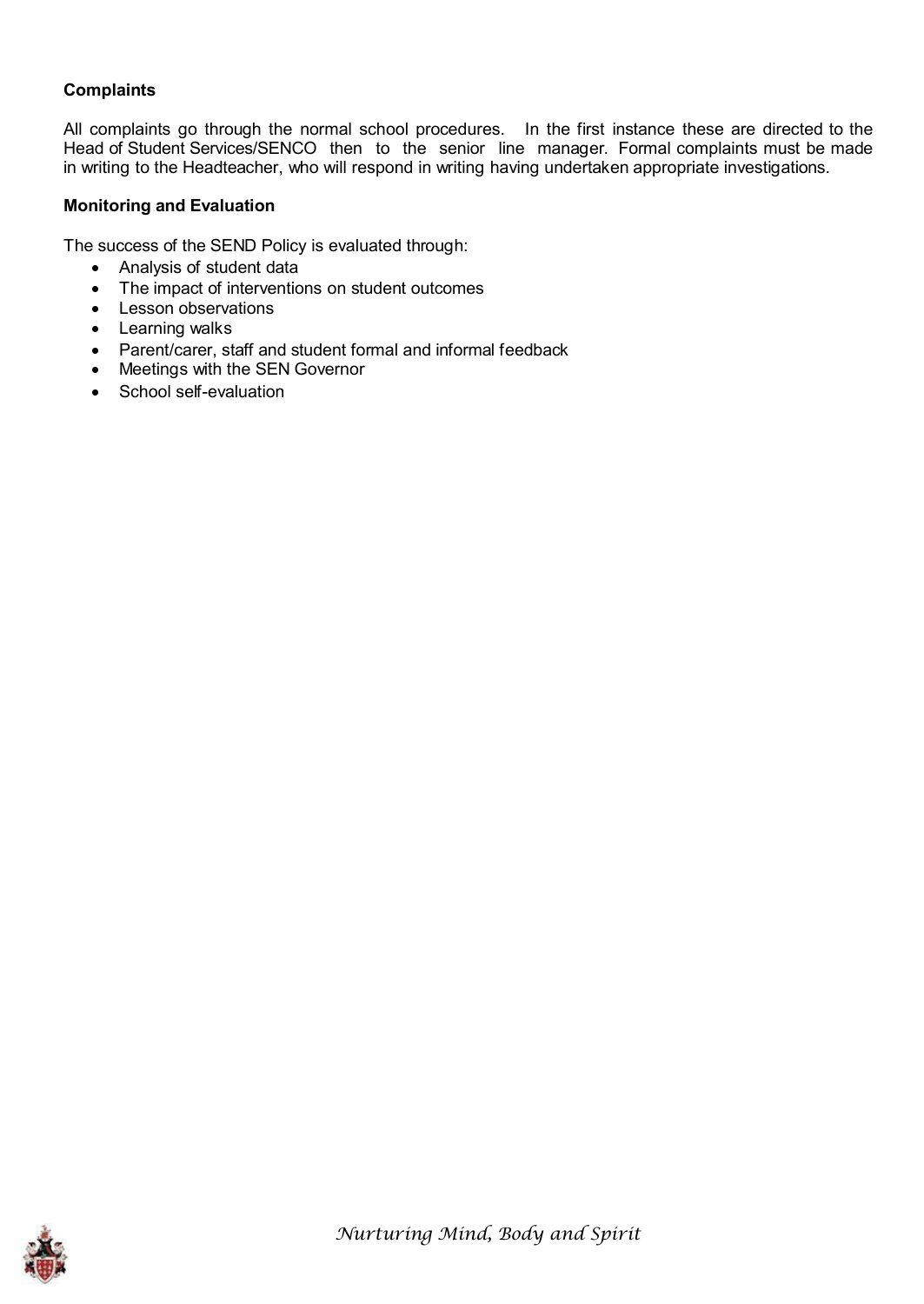**Complaints**

All complaints go through the normal school procedures. In the first instance these are directed to the Head of Student Services/SENCO then to the senior line manager. Formal complaints must be made in writing to the Headteacher, who will respond in writing having undertaken appropriate investigations.

**Monitoring and Evaluation**

The success of the SEND Policy is evaluated through:

- Analysis of student data
- The impact of interventions on student outcomes
- Lesson observations
- Learning walks
- Parent/carer, staff and student formal and informal feedback
- Meetings with the SEN Governor
- School self-evaluation